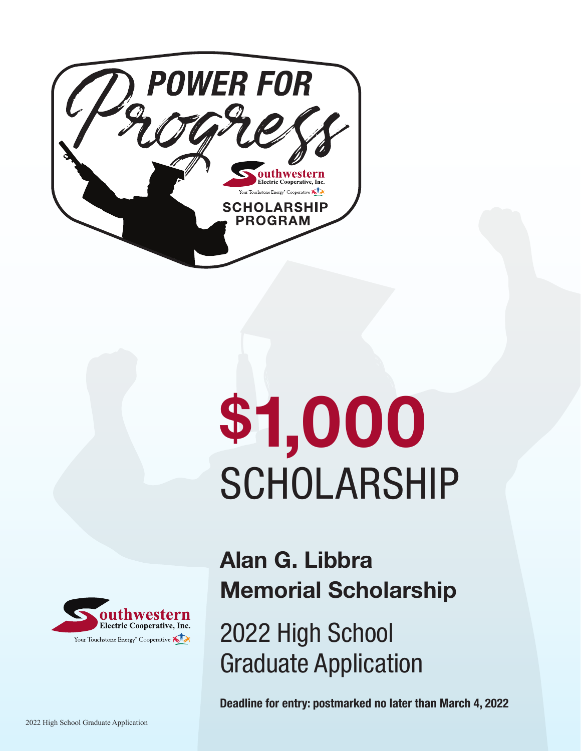POWER FOR Progress

Southwestern Electric Cooperative, Inc.

Your Touchstone Energy® Cooperative

SCHOLARSHIP PROGRAM

# $1,000 SCHOLARSHIP

## Alan G. Libbra Memorial Scholarship

2022 High School Graduate Application

Southwestern Electric Cooperative, Inc.

Your Touchstone Energy® Cooperative

**Deadline for entry: postmarked no later than March 4, 2022**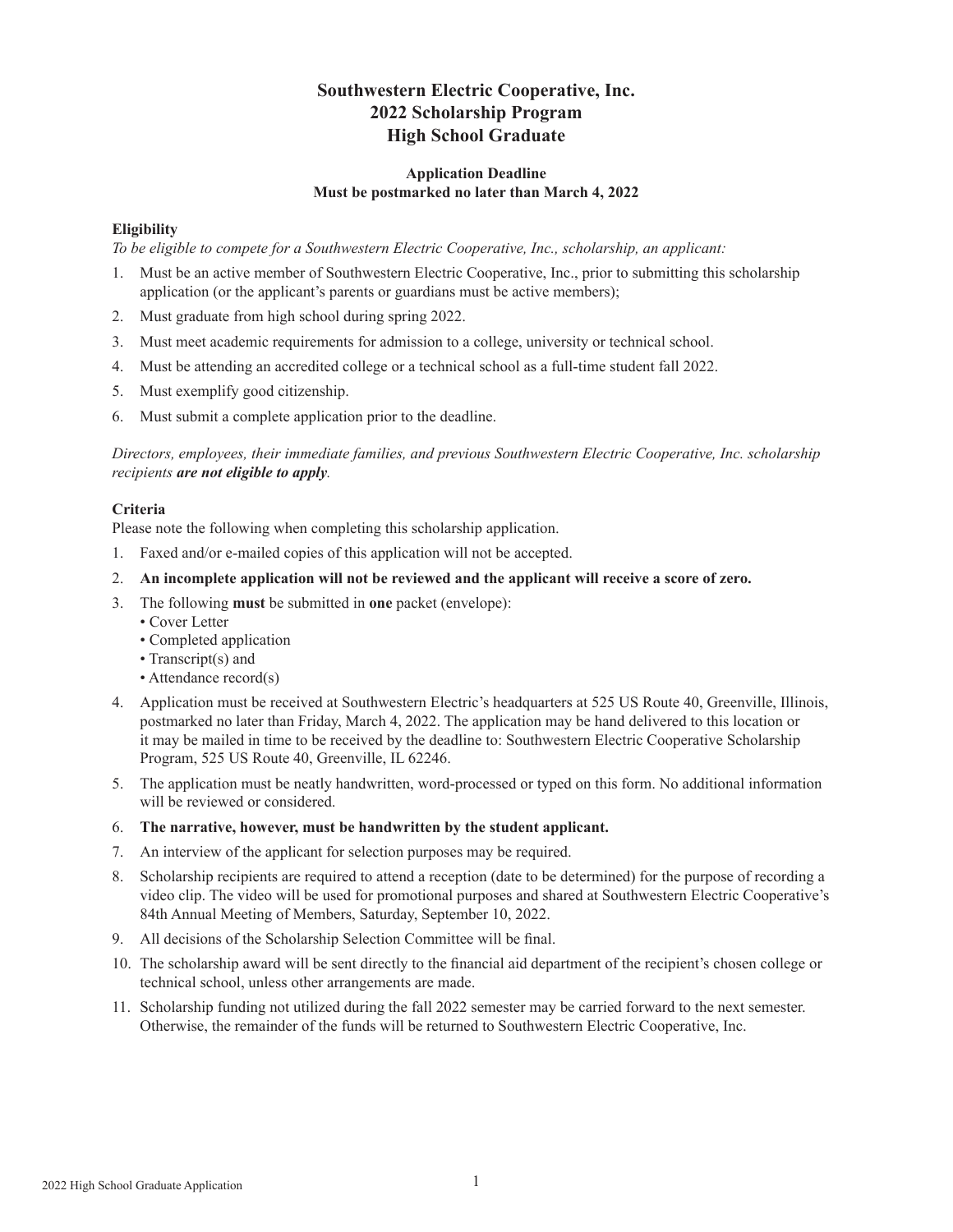# Southwestern Electric Cooperative, Inc.
# 2022 Scholarship Program
# High School Graduate

**Application Deadline**
**Must be postmarked no later than March 4, 2022**

**Eligibility**

*To be eligible to compete for a Southwestern Electric Cooperative, Inc., scholarship, an applicant:*

1. Must be an active member of Southwestern Electric Cooperative, Inc., prior to submitting this scholarship application (or the applicant's parents or guardians must be active members);
2. Must graduate from high school during spring 2022.
3. Must meet academic requirements for admission to a college, university or technical school.
4. Must be attending an accredited college or a technical school as a full-time student fall 2022.
5. Must exemplify good citizenship.
6. Must submit a complete application prior to the deadline.

*Directors, employees, their immediate families, and previous Southwestern Electric Cooperative, Inc. scholarship recipients* ***are not eligible to apply****.*

**Criteria**

Please note the following when completing this scholarship application.

1. Faxed and/or e-mailed copies of this application will not be accepted.
2. **An incomplete application will not be reviewed and the applicant will receive a score of zero.**
3. The following **must** be submitted in **one** packet (envelope):
   - Cover Letter
   - Completed application
   - Transcript(s) and
   - Attendance record(s)
4. Application must be received at Southwestern Electric's headquarters at 525 US Route 40, Greenville, Illinois, postmarked no later than Friday, March 4, 2022. The application may be hand delivered to this location or it may be mailed in time to be received by the deadline to: Southwestern Electric Cooperative Scholarship Program, 525 US Route 40, Greenville, IL 62246.
5. The application must be neatly handwritten, word-processed or typed on this form. No additional information will be reviewed or considered.
6. **The narrative, however, must be handwritten by the student applicant.**
7. An interview of the applicant for selection purposes may be required.
8. Scholarship recipients are required to attend a reception (date to be determined) for the purpose of recording a video clip. The video will be used for promotional purposes and shared at Southwestern Electric Cooperative's 84th Annual Meeting of Members, Saturday, September 10, 2022.
9. All decisions of the Scholarship Selection Committee will be final.
10. The scholarship award will be sent directly to the financial aid department of the recipient's chosen college or technical school, unless other arrangements are made.
11. Scholarship funding not utilized during the fall 2022 semester may be carried forward to the next semester. Otherwise, the remainder of the funds will be returned to Southwestern Electric Cooperative, Inc.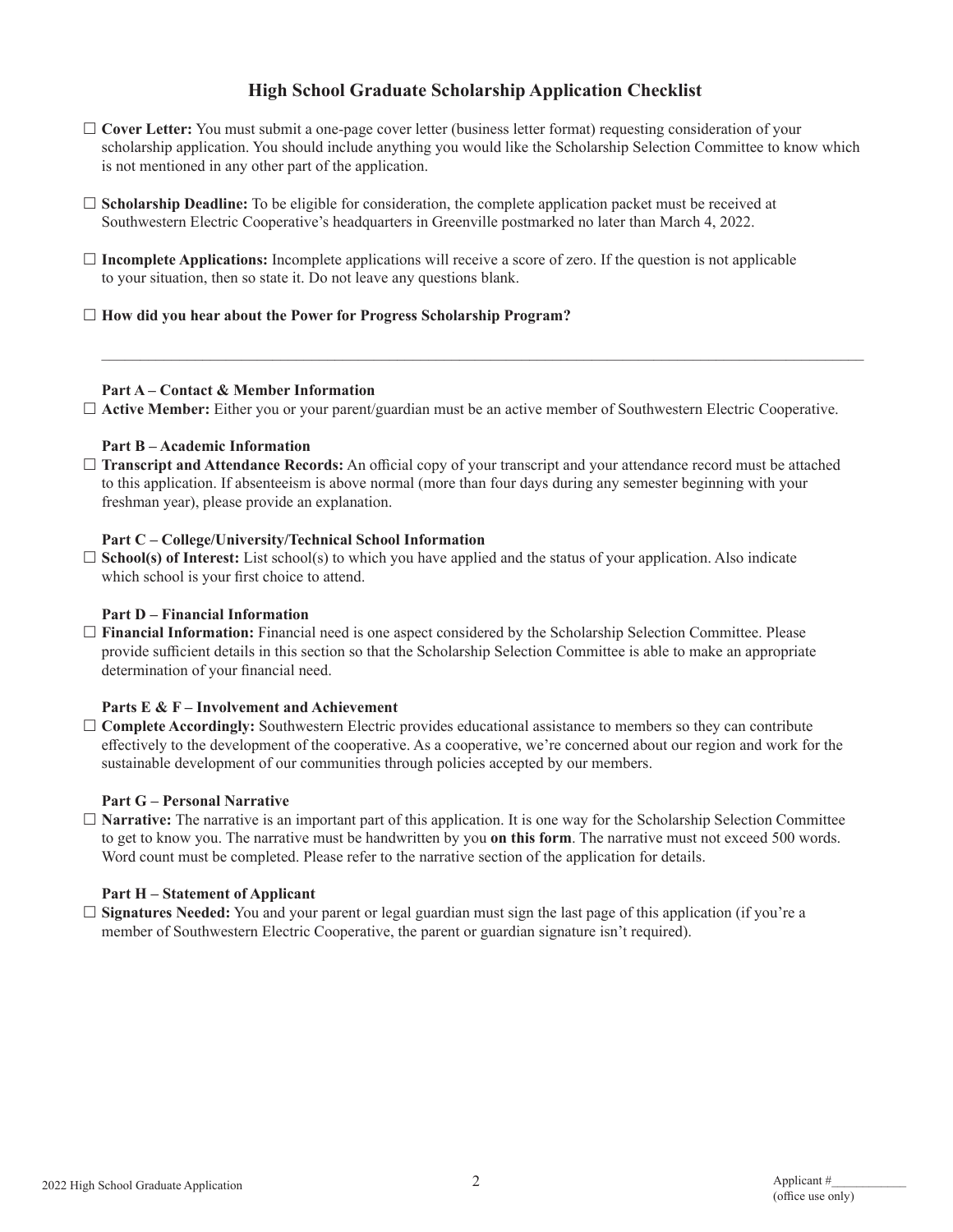# High School Graduate Scholarship Application Checklist

☐ **Cover Letter:** You must submit a one-page cover letter (business letter format) requesting consideration of your scholarship application. You should include anything you would like the Scholarship Selection Committee to know which is not mentioned in any other part of the application.

☐ **Scholarship Deadline:** To be eligible for consideration, the complete application packet must be received at Southwestern Electric Cooperative's headquarters in Greenville postmarked no later than March 4, 2022.

☐ **Incomplete Applications:** Incomplete applications will receive a score of zero. If the question is not applicable to your situation, then so state it. Do not leave any questions blank.

☐ **How did you hear about the Power for Progress Scholarship Program?**

\_\_\_\_\_\_\_\_\_\_\_\_\_\_\_\_\_\_\_\_\_\_\_\_\_\_\_\_\_\_\_\_\_\_\_\_\_\_\_\_\_\_\_\_\_\_\_\_\_\_\_\_\_\_\_\_\_\_\_\_\_\_\_\_\_\_\_\_\_\_\_\_\_\_\_\_\_\_\_\_\_\_

**Part A – Contact & Member Information**

☐ **Active Member:** Either you or your parent/guardian must be an active member of Southwestern Electric Cooperative.

**Part B – Academic Information**

☐ **Transcript and Attendance Records:** An official copy of your transcript and your attendance record must be attached to this application. If absenteeism is above normal (more than four days during any semester beginning with your freshman year), please provide an explanation.

**Part C – College/University/Technical School Information**

☐ **School(s) of Interest:** List school(s) to which you have applied and the status of your application. Also indicate which school is your first choice to attend.

**Part D – Financial Information**

☐ **Financial Information:** Financial need is one aspect considered by the Scholarship Selection Committee. Please provide sufficient details in this section so that the Scholarship Selection Committee is able to make an appropriate determination of your financial need.

**Parts E & F – Involvement and Achievement**

☐ **Complete Accordingly:** Southwestern Electric provides educational assistance to members so they can contribute effectively to the development of the cooperative. As a cooperative, we're concerned about our region and work for the sustainable development of our communities through policies accepted by our members.

**Part G – Personal Narrative**

☐ **Narrative:** The narrative is an important part of this application. It is one way for the Scholarship Selection Committee to get to know you. The narrative must be handwritten by you **on this form**. The narrative must not exceed 500 words. Word count must be completed. Please refer to the narrative section of the application for details.

**Part H – Statement of Applicant**

☐ **Signatures Needed:** You and your parent or legal guardian must sign the last page of this application (if you're a member of Southwestern Electric Cooperative, the parent or guardian signature isn't required).

Applicant #\_\_\_\_\_\_\_\_\_\_\_\_
(office use only)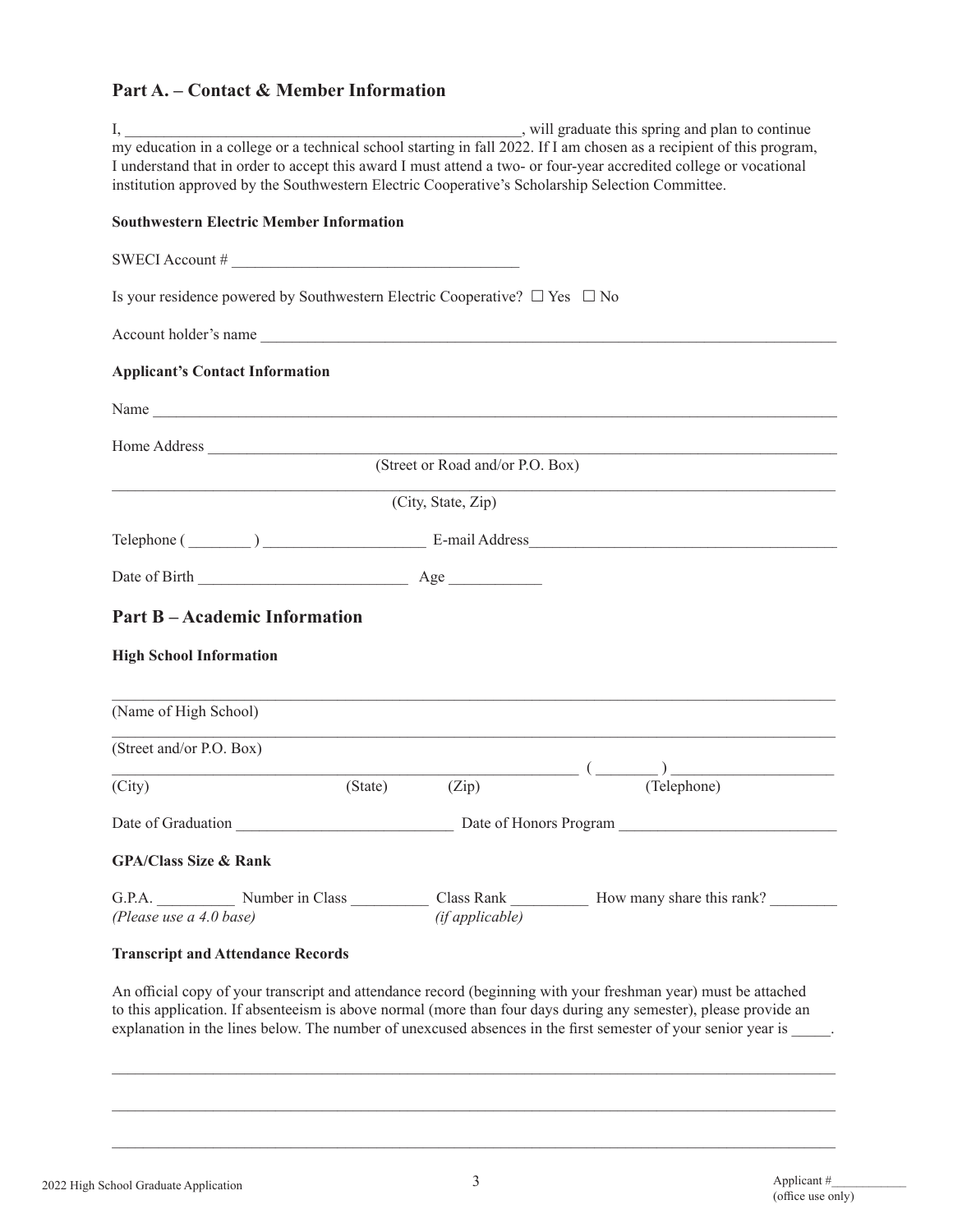## Part A. – Contact & Member Information

I, ___________________________________________________, will graduate this spring and plan to continue my education in a college or a technical school starting in fall 2022. If I am chosen as a recipient of this program, I understand that in order to accept this award I must attend a two- or four-year accredited college or vocational institution approved by the Southwestern Electric Cooperative's Scholarship Selection Committee.

**Southwestern Electric Member Information**

SWECI Account # _____________________________________

Is your residence powered by Southwestern Electric Cooperative? ☐ Yes ☐ No

Account holder's name ______________________________________________________________________________

**Applicant's Contact Information**

Name ______________________________________________________________________________________________

Home Address _______________________________________________________________________________________
(Street or Road and/or P.O. Box)

____________________________________________________________________________________________________
(City, State, Zip)

Telephone ( ________ ) ____________________ E-mail Address________________________________________

Date of Birth __________________________ Age ____________

## Part B – Academic Information

**High School Information**

____________________________________________________________________________________________________
(Name of High School)

____________________________________________________________________________________________________
(Street and/or P.O. Box)

____________________________________________________________ ( ________ ) ____________________
(City) (State) (Zip) (Telephone)

Date of Graduation ___________________________ Date of Honors Program ___________________________

**GPA/Class Size & Rank**

G.P.A. __________ Number in Class __________ Class Rank __________ How many share this rank? ________
*(Please use a 4.0 base)* *(if applicable)*

**Transcript and Attendance Records**

An official copy of your transcript and attendance record (beginning with your freshman year) must be attached to this application. If absenteeism is above normal (more than four days during any semester), please provide an explanation in the lines below. The number of unexcused absences in the first semester of your senior year is _____.

____________________________________________________________________________________________________

____________________________________________________________________________________________________

____________________________________________________________________________________________________

Applicant #____________
(office use only)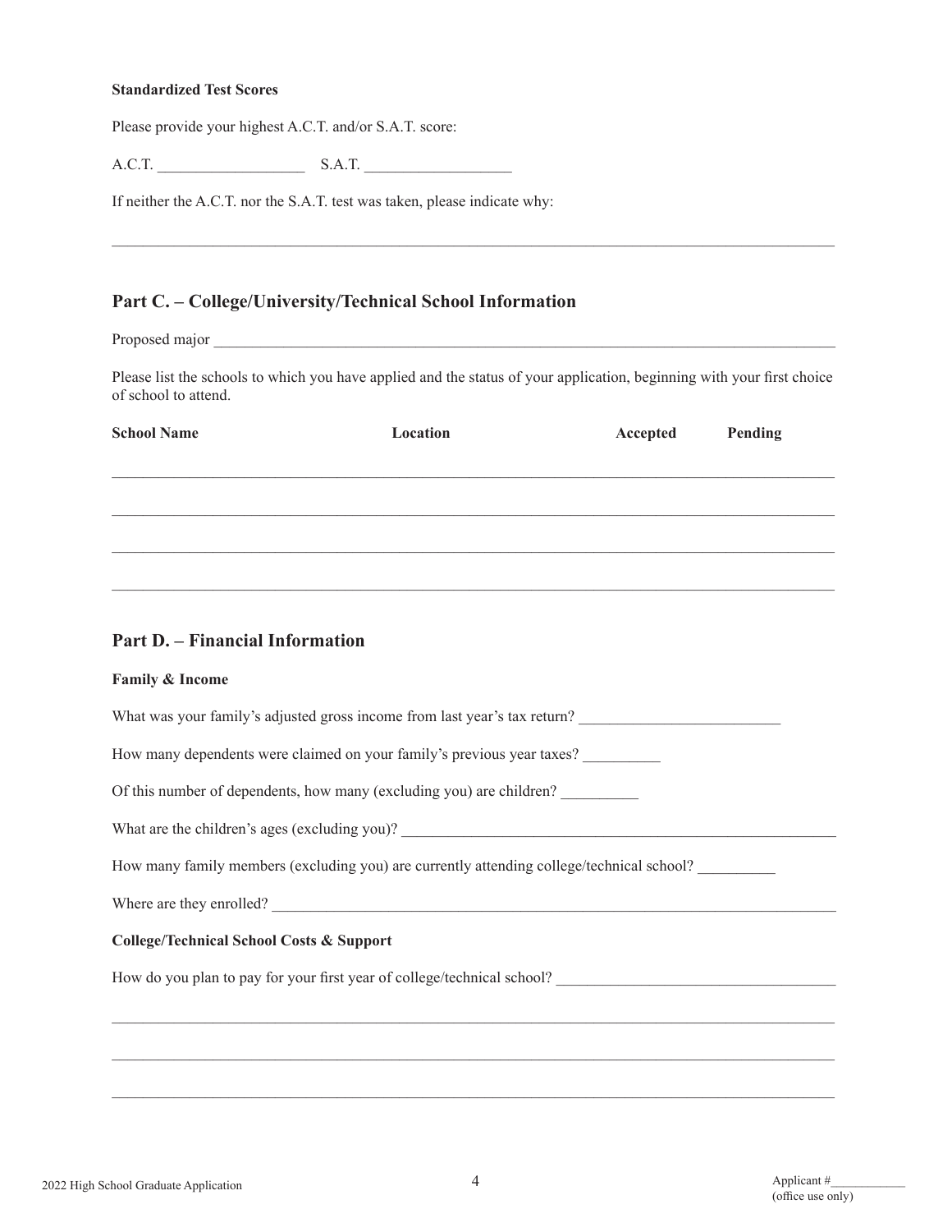**Standardized Test Scores**

Please provide your highest A.C.T. and/or S.A.T. score:

A.C.T. ___________________ S.A.T. ___________________

If neither the A.C.T. nor the S.A.T. test was taken, please indicate why:

_____________________________________________________________________________________________

## Part C. – College/University/Technical School Information

Proposed major _____________________________________________________________________________

Please list the schools to which you have applied and the status of your application, beginning with your first choice of school to attend.

| School Name | Location | Accepted | Pending |
|---|---|---|---|
| | | | |
| | | | |
| | | | |
| | | | |

## Part D. – Financial Information

**Family & Income**

What was your family's adjusted gross income from last year's tax return? __________________________

How many dependents were claimed on your family's previous year taxes? __________

Of this number of dependents, how many (excluding you) are children? __________

What are the children's ages (excluding you)? __________________________________________________________

How many family members (excluding you) are currently attending college/technical school? __________

Where are they enrolled? ____________________________________________________________________________

**College/Technical School Costs & Support**

How do you plan to pay for your first year of college/technical school? ____________________________________

_____________________________________________________________________________________________

_____________________________________________________________________________________________

_____________________________________________________________________________________________

Applicant #____________
(office use only)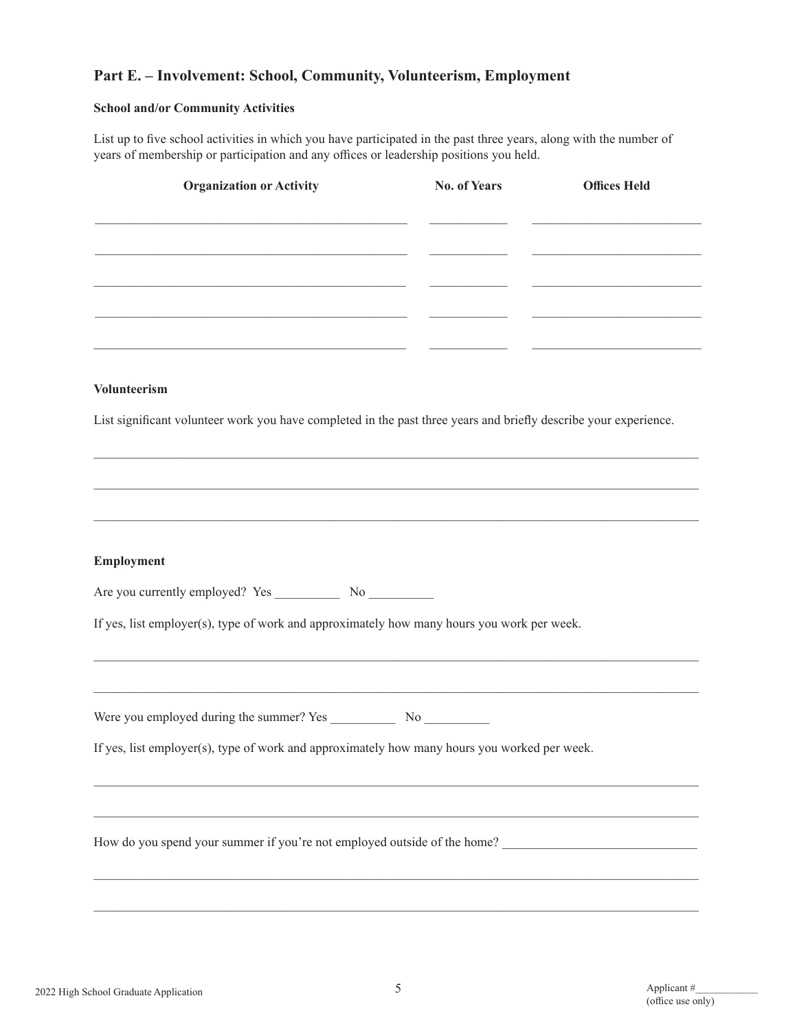## Part E. – Involvement: School, Community, Volunteerism, Employment

### School and/or Community Activities

List up to five school activities in which you have participated in the past three years, along with the number of years of membership or participation and any offices or leadership positions you held.

| Organization or Activity | No. of Years | Offices Held |
| --- | --- | --- |
| | | |
| | | |
| | | |
| | | |
| | | |

### Volunteerism

List significant volunteer work you have completed in the past three years and briefly describe your experience.

_______________________________________________________________________________

_______________________________________________________________________________

_______________________________________________________________________________

### Employment

Are you currently employed? Yes __________ No __________

If yes, list employer(s), type of work and approximately how many hours you work per week.

_______________________________________________________________________________

_______________________________________________________________________________

Were you employed during the summer? Yes __________ No __________

If yes, list employer(s), type of work and approximately how many hours you worked per week.

_______________________________________________________________________________

_______________________________________________________________________________

How do you spend your summer if you're not employed outside of the home? ______________________________

_______________________________________________________________________________

_______________________________________________________________________________

Applicant #____________
(office use only)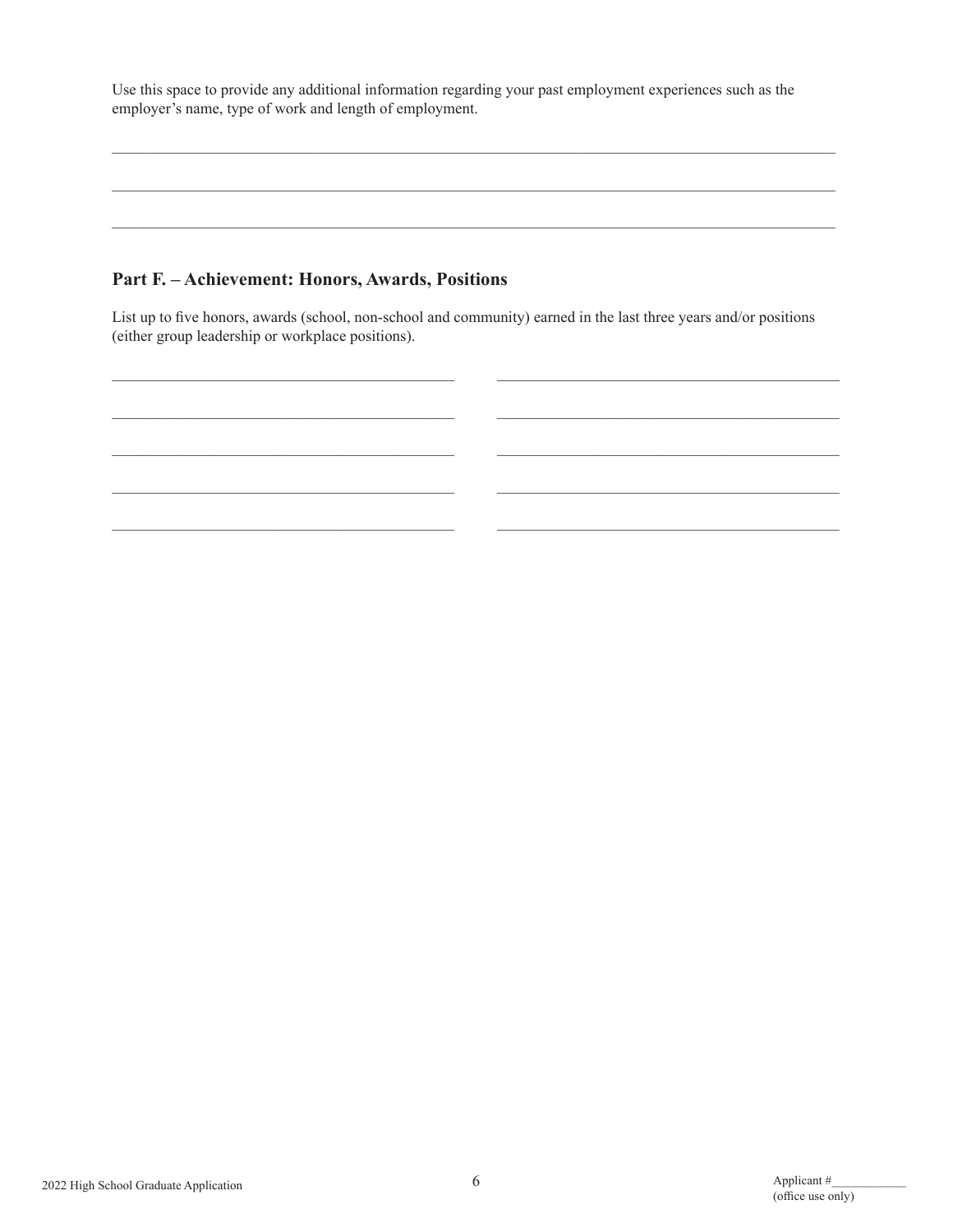Use this space to provide any additional information regarding your past employment experiences such as the employer's name, type of work and length of employment.

______________________________________________________________________________________________

______________________________________________________________________________________________

______________________________________________________________________________________________

## Part F. – Achievement: Honors, Awards, Positions

List up to five honors, awards (school, non-school and community) earned in the last three years and/or positions (either group leadership or workplace positions).

_____________________________________________ _____________________________________________

_____________________________________________ _____________________________________________

_____________________________________________ _____________________________________________

_____________________________________________ _____________________________________________

_____________________________________________ _____________________________________________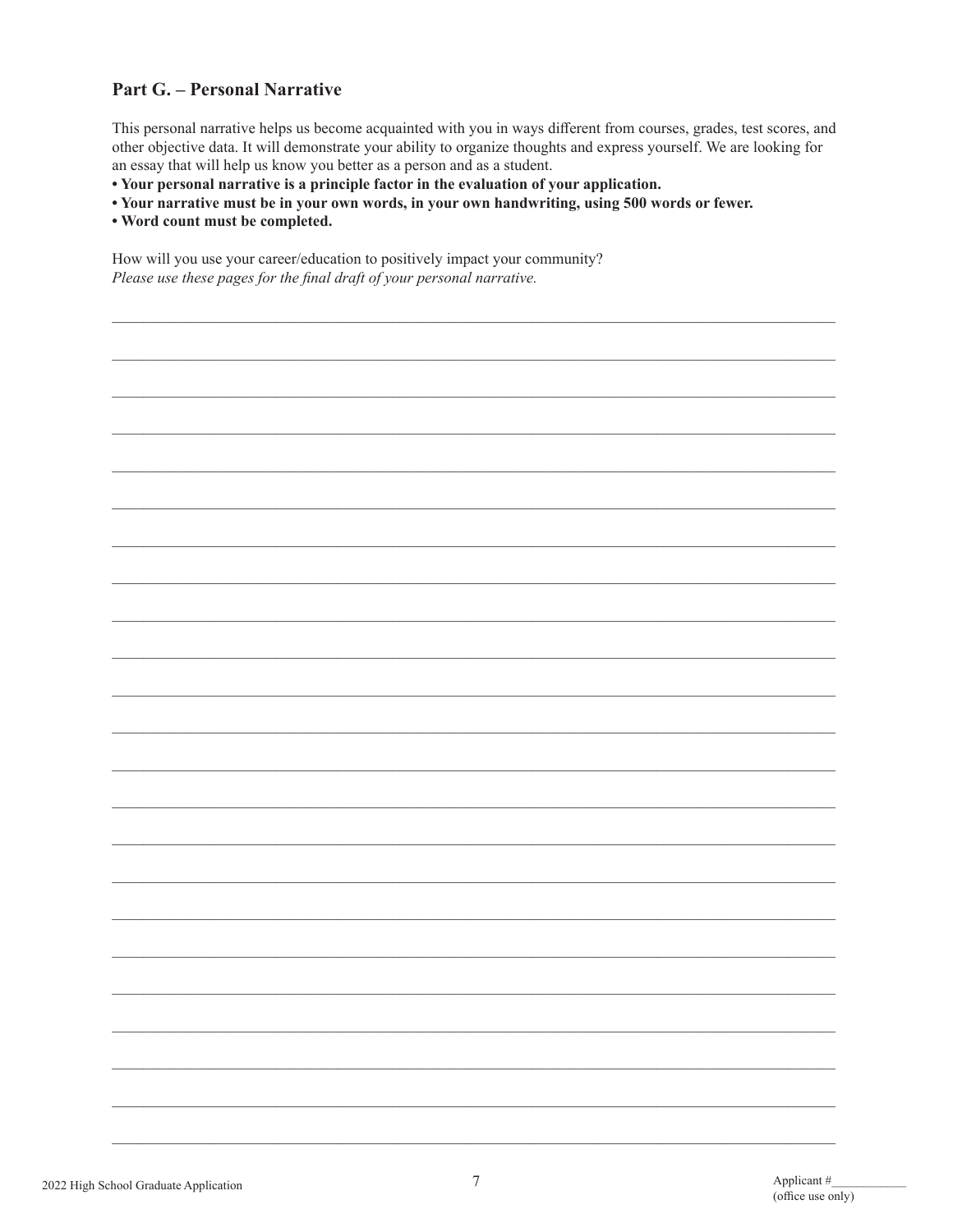## Part G. – Personal Narrative

This personal narrative helps us become acquainted with you in ways different from courses, grades, test scores, and other objective data. It will demonstrate your ability to organize thoughts and express yourself. We are looking for an essay that will help us know you better as a person and as a student.

- **Your personal narrative is a principle factor in the evaluation of your application.**
- **Your narrative must be in your own words, in your own handwriting, using 500 words or fewer.**
- **Word count must be completed.**

How will you use your career/education to positively impact your community?
*Please use these pages for the final draft of your personal narrative.*

Applicant #____________
(office use only)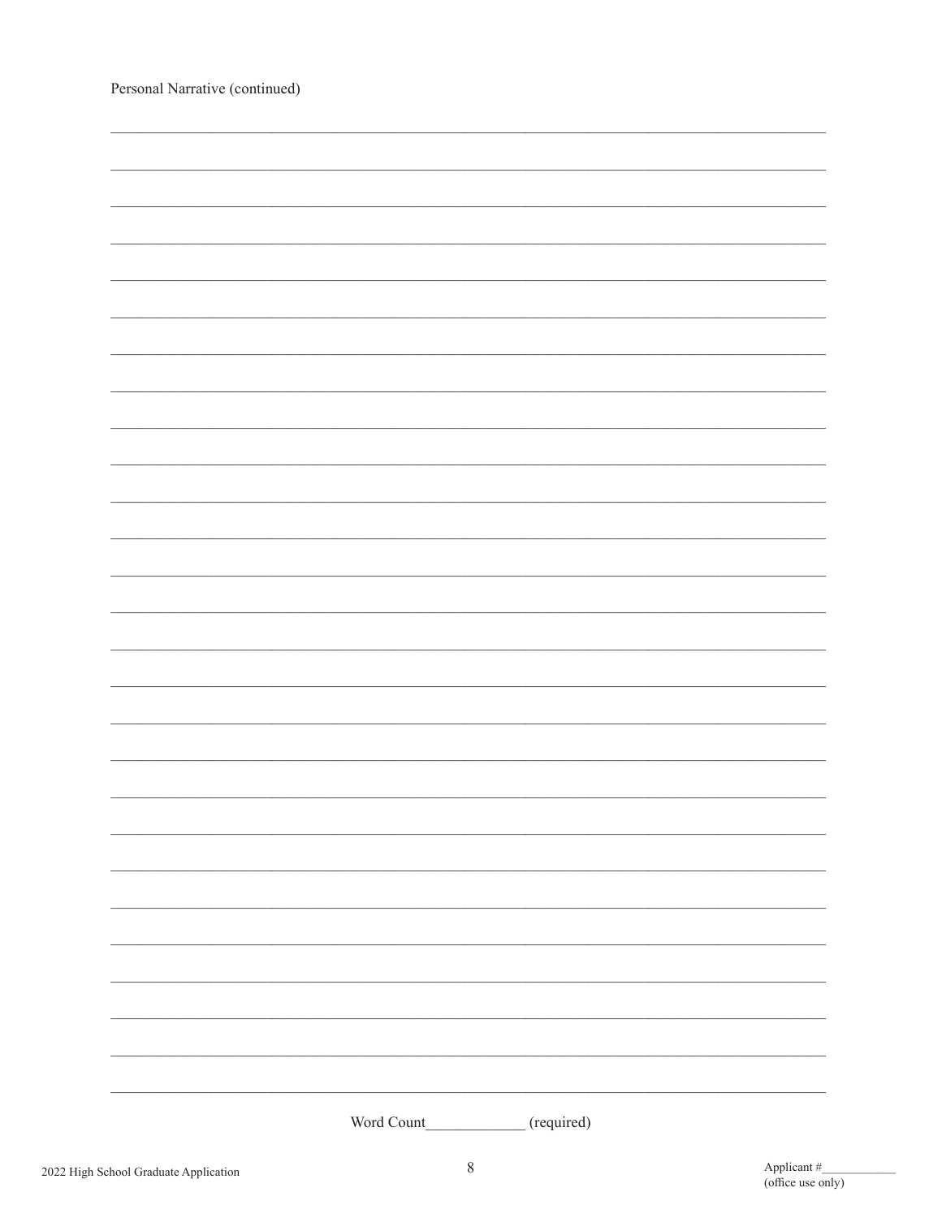Personal Narrative (continued)

Word Count_____________ (required)

Applicant #____________
(office use only)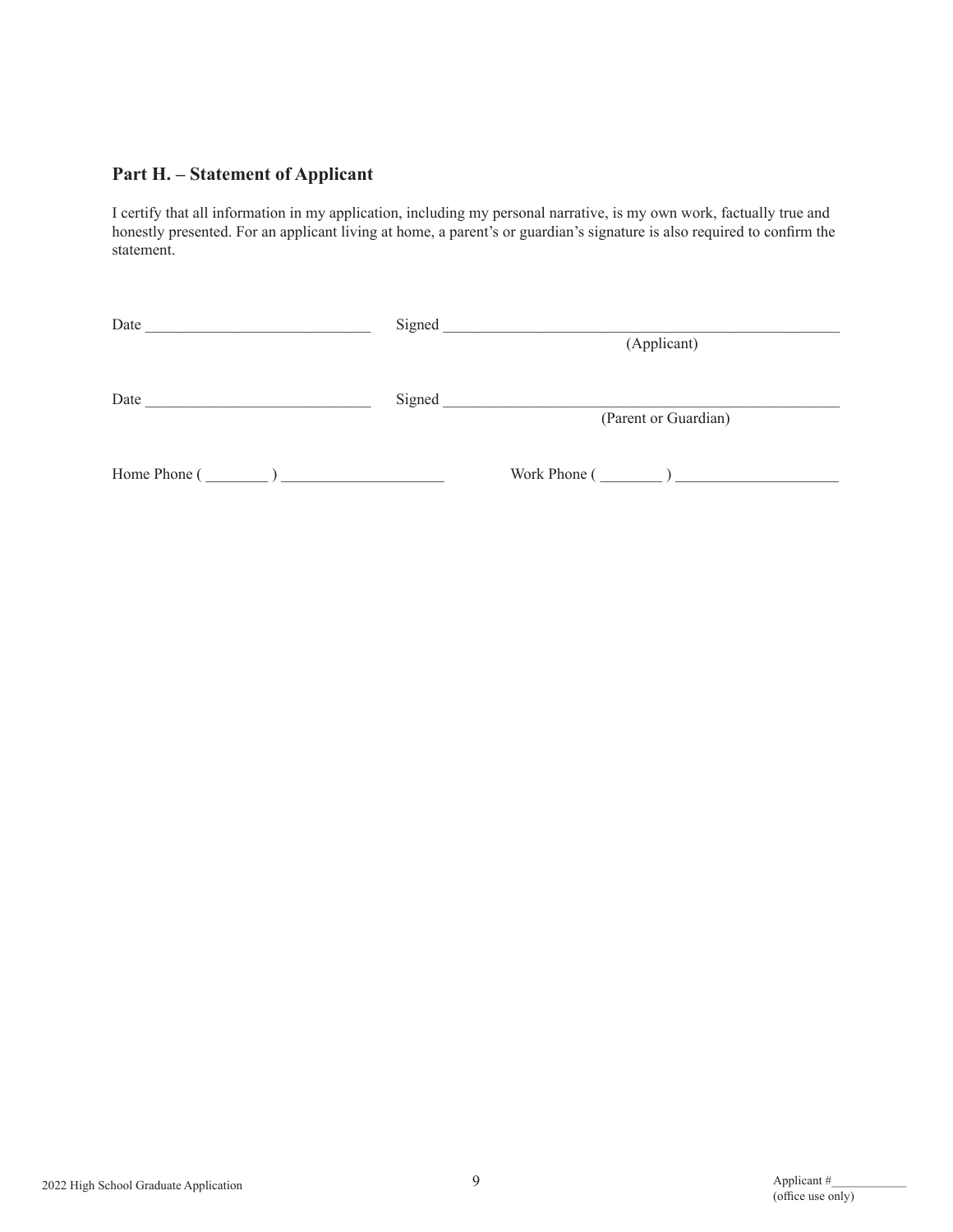## Part H. – Statement of Applicant

I certify that all information in my application, including my personal narrative, is my own work, factually true and honestly presented. For an applicant living at home, a parent's or guardian's signature is also required to confirm the statement.

Date ____________________________ Signed ____________________________________________________
(Applicant)

Date ____________________________ Signed ____________________________________________________
(Parent or Guardian)

Home Phone ( ________ ) ____________________ Work Phone ( ________ ) ____________________

Applicant #____________
(office use only)